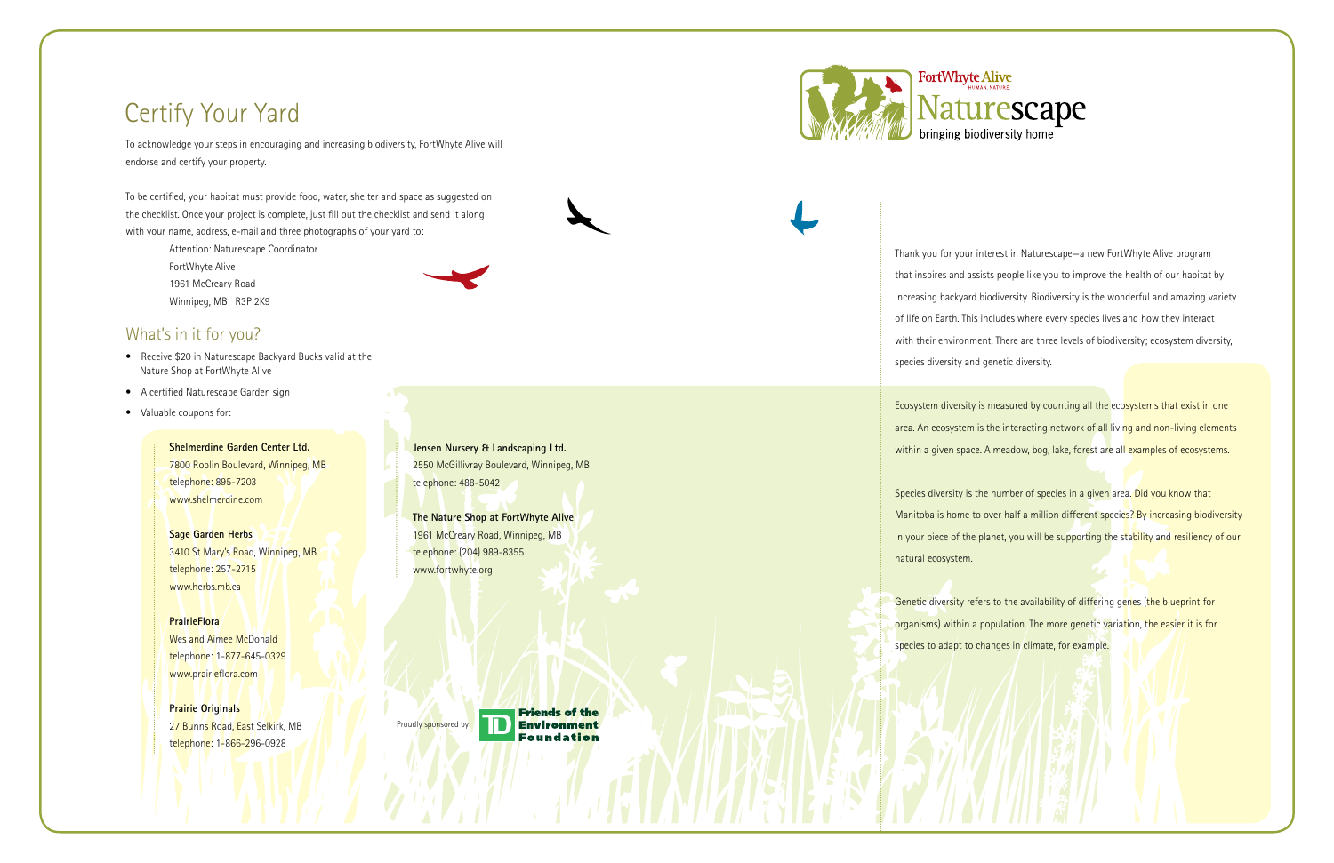# Certify Your Yard

To acknowledge your steps in encouraging and increasing biodiversity, FortWhyte Alive will endorse and certify your property.

To be certified, your habitat must provide food, water, shelter and space as suggested on the checklist. Once your project is complete, just fill out the checklist and send it along with your name, address, e-mail and three photographs of your yard to:

Attention: Naturescape Coordinator
FortWhyte Alive
1961 McCreary Road
Winnipeg, MB R3P 2K9

## What's in it for you?

- Receive $20 in Naturescape Backyard Bucks valid at the Nature Shop at FortWhyte Alive
- A certified Naturescape Garden sign
- Valuable coupons for:

**Shelmerdine Garden Center Ltd.**
7800 Roblin Boulevard, Winnipeg, MB
telephone: 895-7203
www.shelmerdine.com

**Sage Garden Herbs**
3410 St Mary's Road, Winnipeg, MB
telephone: 257-2715
www.herbs.mb.ca

**PrairieFlora**
Wes and Aimee McDonald
telephone: 1-877-645-0329
www.prairieflora.com

**Prairie Originals**
27 Bunns Road, East Selkirk, MB
telephone: 1-866-296-0928

**Jensen Nursery & Landscaping Ltd.**
2550 McGillivray Boulevard, Winnipeg, MB
telephone: 488-5042

**The Nature Shop at FortWhyte Alive**
1961 McCreary Road, Winnipeg, MB
telephone: (204) 989-8355
www.fortwhyte.org

Proudly sponsored by TD Friends of the Environment Foundation

FortWhyte Alive
HUMAN. NATURE.

# Naturescape

bringing biodiversity home

Thank you for your interest in Naturescape—a new FortWhyte Alive program that inspires and assists people like you to improve the health of our habitat by increasing backyard biodiversity. Biodiversity is the wonderful and amazing variety of life on Earth. This includes where every species lives and how they interact with their environment. There are three levels of biodiversity; ecosystem diversity, species diversity and genetic diversity.

Ecosystem diversity is measured by counting all the ecosystems that exist in one area. An ecosystem is the interacting network of all living and non-living elements within a given space. A meadow, bog, lake, forest are all examples of ecosystems.

Species diversity is the number of species in a given area. Did you know that Manitoba is home to over half a million different species? By increasing biodiversity in your piece of the planet, you will be supporting the stability and resiliency of our natural ecosystem.

Genetic diversity refers to the availability of differing genes (the blueprint for organisms) within a population. The more genetic variation, the easier it is for species to adapt to changes in climate, for example.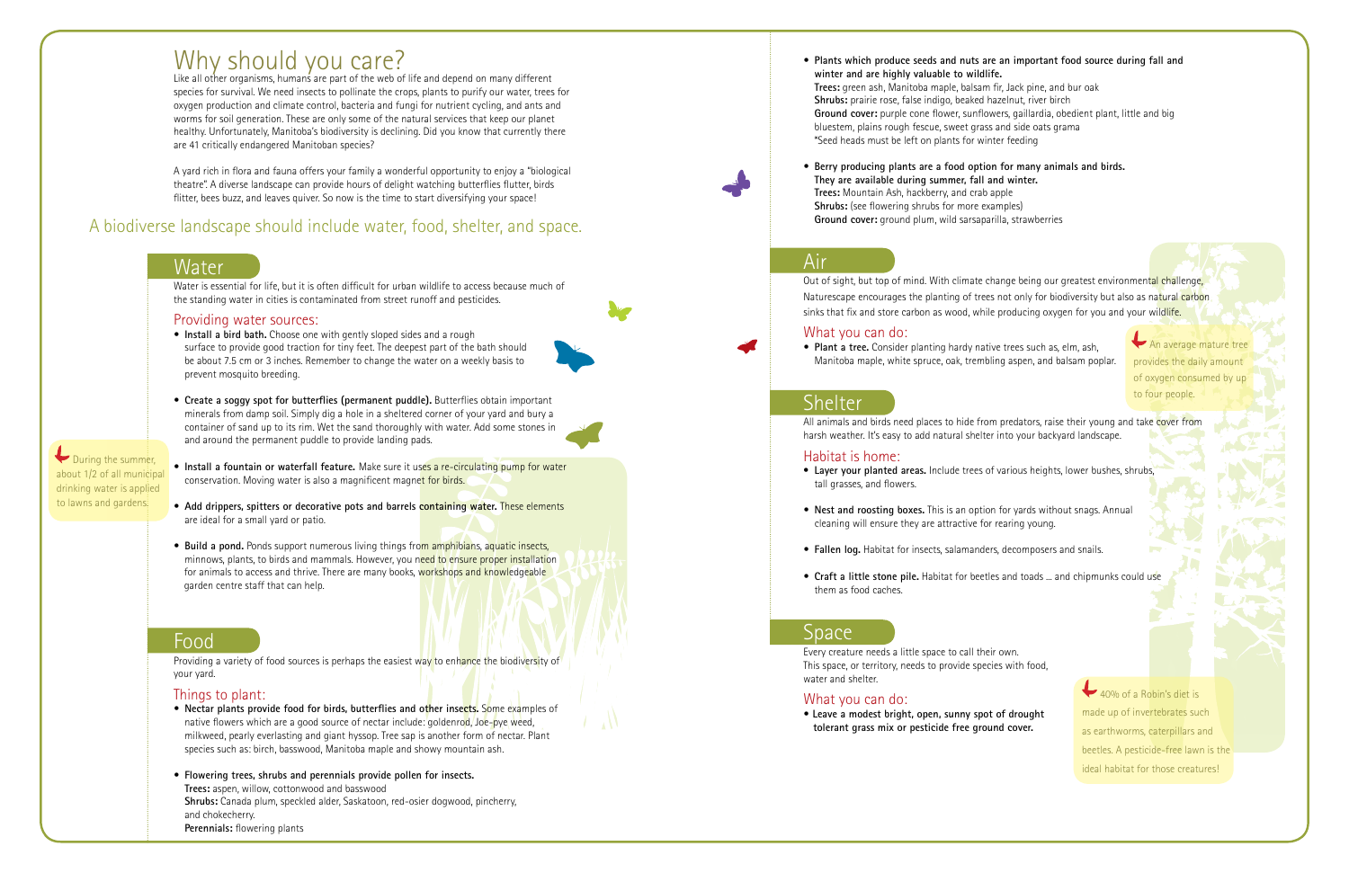# Why should you care?

Like all other organisms, humans are part of the web of life and depend on many different species for survival. We need insects to pollinate the crops, plants to purify our water, trees for oxygen production and climate control, bacteria and fungi for nutrient cycling, and ants and worms for soil generation. These are only some of the natural services that keep our planet healthy. Unfortunately, Manitoba's biodiversity is declining. Did you know that currently there are 41 critically endangered Manitoban species?

A yard rich in flora and fauna offers your family a wonderful opportunity to enjoy a "biological theatre". A diverse landscape can provide hours of delight watching butterflies flutter, birds flitter, bees buzz, and leaves quiver. So now is the time to start diversifying your space!

## A biodiverse landscape should include water, food, shelter, and space.

## Water

Water is essential for life, but it is often difficult for urban wildlife to access because much of the standing water in cities is contaminated from street runoff and pesticides.

### Providing water sources:

- **Install a bird bath.** Choose one with gently sloped sides and a rough surface to provide good traction for tiny feet. The deepest part of the bath should be about 7.5 cm or 3 inches. Remember to change the water on a weekly basis to prevent mosquito breeding.
- **Create a soggy spot for butterflies (permanent puddle).** Butterflies obtain important minerals from damp soil. Simply dig a hole in a sheltered corner of your yard and bury a container of sand up to its rim. Wet the sand thoroughly with water. Add some stones in and around the permanent puddle to provide landing pads.
- **Install a fountain or waterfall feature.** Make sure it uses a re-circulating pump for water conservation. Moving water is also a magnificent magnet for birds.
- **Add drippers, spitters or decorative pots and barrels containing water.** These elements are ideal for a small yard or patio.
- **Build a pond.** Ponds support numerous living things from amphibians, aquatic insects, minnows, plants, to birds and mammals. However, you need to ensure proper installation for animals to access and thrive. There are many books, workshops and knowledgeable garden centre staff that can help.

During the summer, about 1/2 of all municipal drinking water is applied to lawns and gardens.

## Food

Providing a variety of food sources is perhaps the easiest way to enhance the biodiversity of your yard.

### Things to plant:

- **Nectar plants provide food for birds, butterflies and other insects.** Some examples of native flowers which are a good source of nectar include: goldenrod, Joe-pye weed, milkweed, pearly everlasting and giant hyssop. Tree sap is another form of nectar. Plant species such as: birch, basswood, Manitoba maple and showy mountain ash.
- **Flowering trees, shrubs and perennials provide pollen for insects.**
  **Trees:** aspen, willow, cottonwood and basswood
  **Shrubs:** Canada plum, speckled alder, Saskatoon, red-osier dogwood, pincherry, and chokecherry.
  **Perennials:** flowering plants
- **Plants which produce seeds and nuts are an important food source during fall and winter and are highly valuable to wildlife.**
  **Trees:** green ash, Manitoba maple, balsam fir, Jack pine, and bur oak
  **Shrubs:** prairie rose, false indigo, beaked hazelnut, river birch
  **Ground cover:** purple cone flower, sunflowers, gaillardia, obedient plant, little and big bluestem, plains rough fescue, sweet grass and side oats grama
  *Seed heads must be left on plants for winter feeding
- **Berry producing plants are a food option for many animals and birds. They are available during summer, fall and winter.**
  **Trees:** Mountain Ash, hackberry, and crab apple
  **Shrubs:** (see flowering shrubs for more examples)
  **Ground cover:** ground plum, wild sarsaparilla, strawberries

## Air

Out of sight, but top of mind. With climate change being our greatest environmental challenge, Naturescape encourages the planting of trees not only for biodiversity but also as natural carbon sinks that fix and store carbon as wood, while producing oxygen for you and your wildlife.

### What you can do:

- **Plant a tree.** Consider planting hardy native trees such as, elm, ash, Manitoba maple, white spruce, oak, trembling aspen, and balsam poplar.

An average mature tree provides the daily amount of oxygen consumed by up to four people.

## Shelter

All animals and birds need places to hide from predators, raise their young and take cover from harsh weather. It's easy to add natural shelter into your backyard landscape.

### Habitat is home:

- **Layer your planted areas.** Include trees of various heights, lower bushes, shrubs, tall grasses, and flowers.
- **Nest and roosting boxes.** This is an option for yards without snags. Annual cleaning will ensure they are attractive for rearing young.
- **Fallen log.** Habitat for insects, salamanders, decomposers and snails.
- **Craft a little stone pile.** Habitat for beetles and toads ... and chipmunks could use them as food caches.

## Space

Every creature needs a little space to call their own. This space, or territory, needs to provide species with food, water and shelter.

### What you can do:

- **Leave a modest bright, open, sunny spot of drought tolerant grass mix or pesticide free ground cover.**

40% of a Robin's diet is made up of invertebrates such as earthworms, caterpillars and beetles. A pesticide-free lawn is the ideal habitat for those creatures!